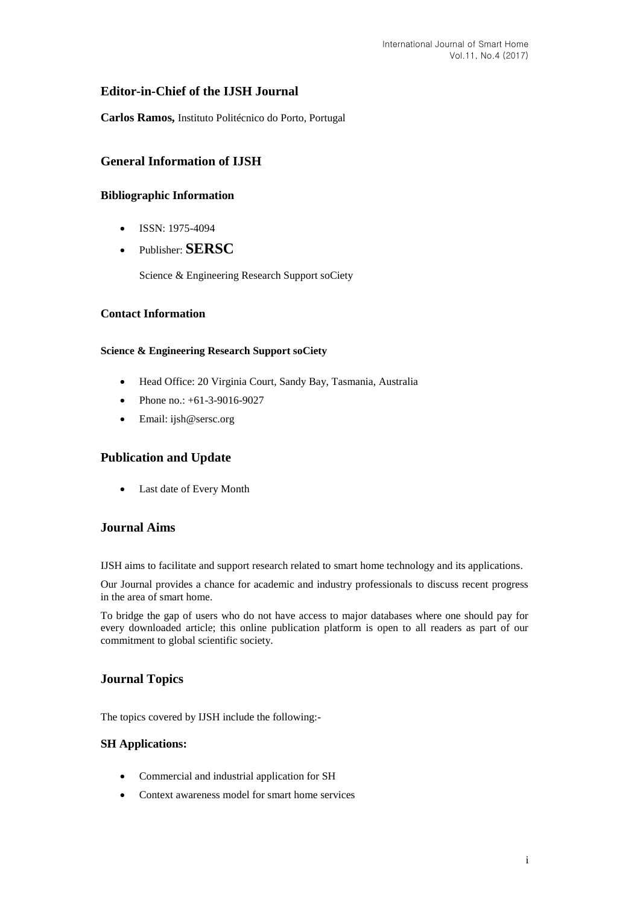## Editor-in-Chief of the IJSH Journal

**Carlos Ramos,** Instituto Politécnico do Porto, Portugal

## General Information of IJSH

### Bibliographic Information

- ISSN: 1975-4094
- Publisher: **SERSC**

  Science & Engineering Research Support soCiety

### Contact Information

#### Science & Engineering Research Support soCiety

- Head Office: 20 Virginia Court, Sandy Bay, Tasmania, Australia
- Phone no.: +61-3-9016-9027
- Email: ijsh@sersc.org

## Publication and Update

- Last date of Every Month

## Journal Aims

IJSH aims to facilitate and support research related to smart home technology and its applications.

Our Journal provides a chance for academic and industry professionals to discuss recent progress in the area of smart home.

To bridge the gap of users who do not have access to major databases where one should pay for every downloaded article; this online publication platform is open to all readers as part of our commitment to global scientific society.

## Journal Topics

The topics covered by IJSH include the following:-

### SH Applications:

- Commercial and industrial application for SH
- Context awareness model for smart home services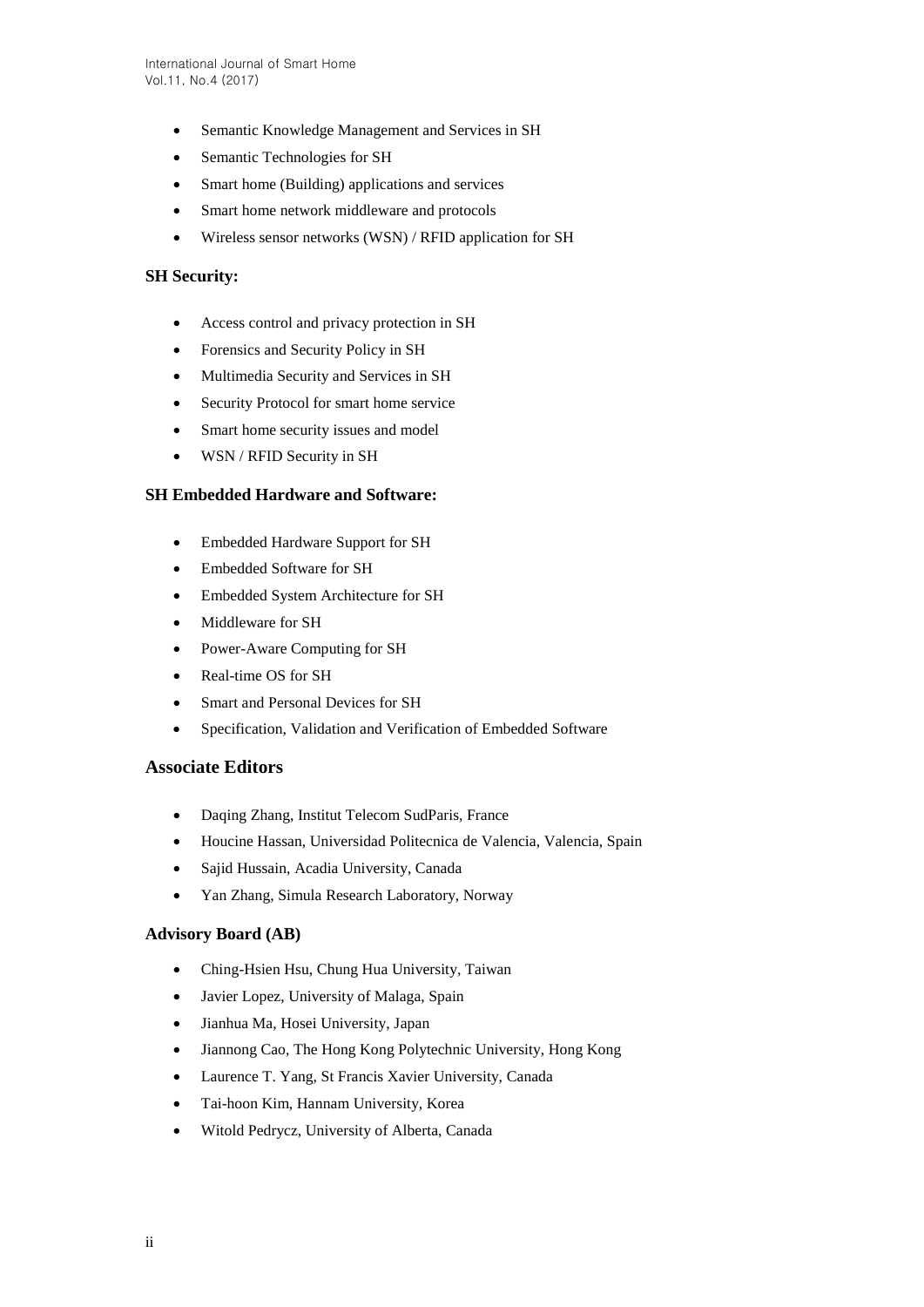- Semantic Knowledge Management and Services in SH
- Semantic Technologies for SH
- Smart home (Building) applications and services
- Smart home network middleware and protocols
- Wireless sensor networks (WSN) / RFID application for SH

### SH Security:

- Access control and privacy protection in SH
- Forensics and Security Policy in SH
- Multimedia Security and Services in SH
- Security Protocol for smart home service
- Smart home security issues and model
- WSN / RFID Security in SH

### SH Embedded Hardware and Software:

- Embedded Hardware Support for SH
- Embedded Software for SH
- Embedded System Architecture for SH
- Middleware for SH
- Power-Aware Computing for SH
- Real-time OS for SH
- Smart and Personal Devices for SH
- Specification, Validation and Verification of Embedded Software

## Associate Editors

- Daqing Zhang, Institut Telecom SudParis, France
- Houcine Hassan, Universidad Politecnica de Valencia, Valencia, Spain
- Sajid Hussain, Acadia University, Canada
- Yan Zhang, Simula Research Laboratory, Norway

### Advisory Board (AB)

- Ching-Hsien Hsu, Chung Hua University, Taiwan
- Javier Lopez, University of Malaga, Spain
- Jianhua Ma, Hosei University, Japan
- Jiannong Cao, The Hong Kong Polytechnic University, Hong Kong
- Laurence T. Yang, St Francis Xavier University, Canada
- Tai-hoon Kim, Hannam University, Korea
- Witold Pedrycz, University of Alberta, Canada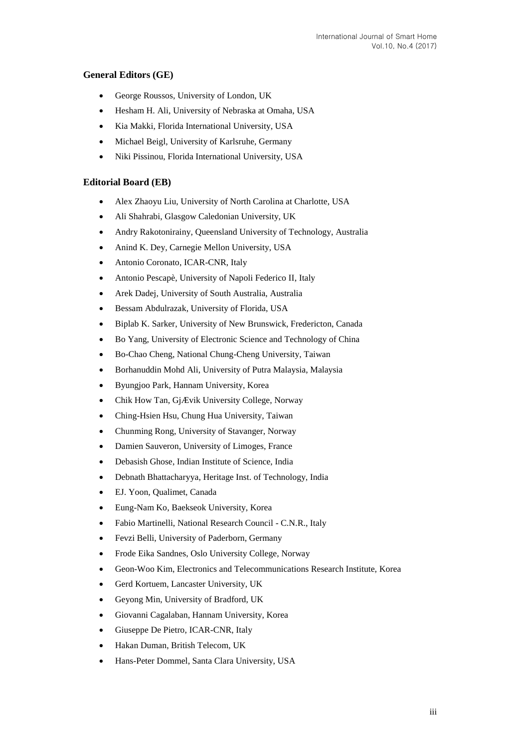## General Editors (GE)

- George Roussos, University of London, UK
- Hesham H. Ali, University of Nebraska at Omaha, USA
- Kia Makki, Florida International University, USA
- Michael Beigl, University of Karlsruhe, Germany
- Niki Pissinou, Florida International University, USA

## Editorial Board (EB)

- Alex Zhaoyu Liu, University of North Carolina at Charlotte, USA
- Ali Shahrabi, Glasgow Caledonian University, UK
- Andry Rakotonirainy, Queensland University of Technology, Australia
- Anind K. Dey, Carnegie Mellon University, USA
- Antonio Coronato, ICAR-CNR, Italy
- Antonio Pescapè, University of Napoli Federico II, Italy
- Arek Dadej, University of South Australia, Australia
- Bessam Abdulrazak, University of Florida, USA
- Biplab K. Sarker, University of New Brunswick, Fredericton, Canada
- Bo Yang, University of Electronic Science and Technology of China
- Bo-Chao Cheng, National Chung-Cheng University, Taiwan
- Borhanuddin Mohd Ali, University of Putra Malaysia, Malaysia
- Byungjoo Park, Hannam University, Korea
- Chik How Tan, GjÆvik University College, Norway
- Ching-Hsien Hsu, Chung Hua University, Taiwan
- Chunming Rong, University of Stavanger, Norway
- Damien Sauveron, University of Limoges, France
- Debasish Ghose, Indian Institute of Science, India
- Debnath Bhattacharyya, Heritage Inst. of Technology, India
- EJ. Yoon, Qualimet, Canada
- Eung-Nam Ko, Baekseok University, Korea
- Fabio Martinelli, National Research Council - C.N.R., Italy
- Fevzi Belli, University of Paderborn, Germany
- Frode Eika Sandnes, Oslo University College, Norway
- Geon-Woo Kim, Electronics and Telecommunications Research Institute, Korea
- Gerd Kortuem, Lancaster University, UK
- Geyong Min, University of Bradford, UK
- Giovanni Cagalaban, Hannam University, Korea
- Giuseppe De Pietro, ICAR-CNR, Italy
- Hakan Duman, British Telecom, UK
- Hans-Peter Dommel, Santa Clara University, USA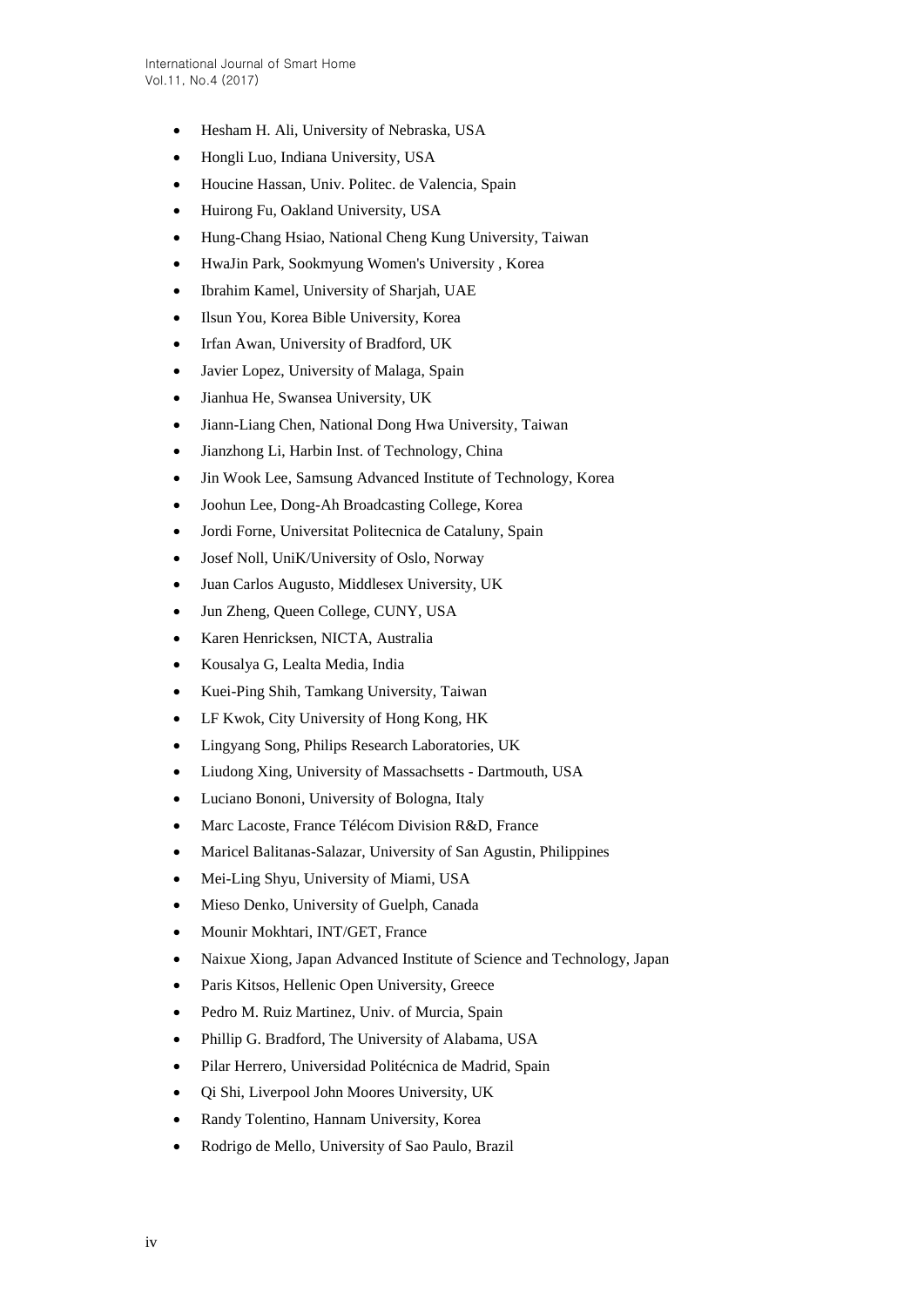- Hesham H. Ali, University of Nebraska, USA
- Hongli Luo, Indiana University, USA
- Houcine Hassan, Univ. Politec. de Valencia, Spain
- Huirong Fu, Oakland University, USA
- Hung-Chang Hsiao, National Cheng Kung University, Taiwan
- HwaJin Park, Sookmyung Women's University , Korea
- Ibrahim Kamel, University of Sharjah, UAE
- Ilsun You, Korea Bible University, Korea
- Irfan Awan, University of Bradford, UK
- Javier Lopez, University of Malaga, Spain
- Jianhua He, Swansea University, UK
- Jiann-Liang Chen, National Dong Hwa University, Taiwan
- Jianzhong Li, Harbin Inst. of Technology, China
- Jin Wook Lee, Samsung Advanced Institute of Technology, Korea
- Joohun Lee, Dong-Ah Broadcasting College, Korea
- Jordi Forne, Universitat Politecnica de Cataluny, Spain
- Josef Noll, UniK/University of Oslo, Norway
- Juan Carlos Augusto, Middlesex University, UK
- Jun Zheng, Queen College, CUNY, USA
- Karen Henricksen, NICTA, Australia
- Kousalya G, Lealta Media, India
- Kuei-Ping Shih, Tamkang University, Taiwan
- LF Kwok, City University of Hong Kong, HK
- Lingyang Song, Philips Research Laboratories, UK
- Liudong Xing, University of Massachsetts - Dartmouth, USA
- Luciano Bononi, University of Bologna, Italy
- Marc Lacoste, France Télécom Division R&D, France
- Maricel Balitanas-Salazar, University of San Agustin, Philippines
- Mei-Ling Shyu, University of Miami, USA
- Mieso Denko, University of Guelph, Canada
- Mounir Mokhtari, INT/GET, France
- Naixue Xiong, Japan Advanced Institute of Science and Technology, Japan
- Paris Kitsos, Hellenic Open University, Greece
- Pedro M. Ruiz Martinez, Univ. of Murcia, Spain
- Phillip G. Bradford, The University of Alabama, USA
- Pilar Herrero, Universidad Politécnica de Madrid, Spain
- Qi Shi, Liverpool John Moores University, UK
- Randy Tolentino, Hannam University, Korea
- Rodrigo de Mello, University of Sao Paulo, Brazil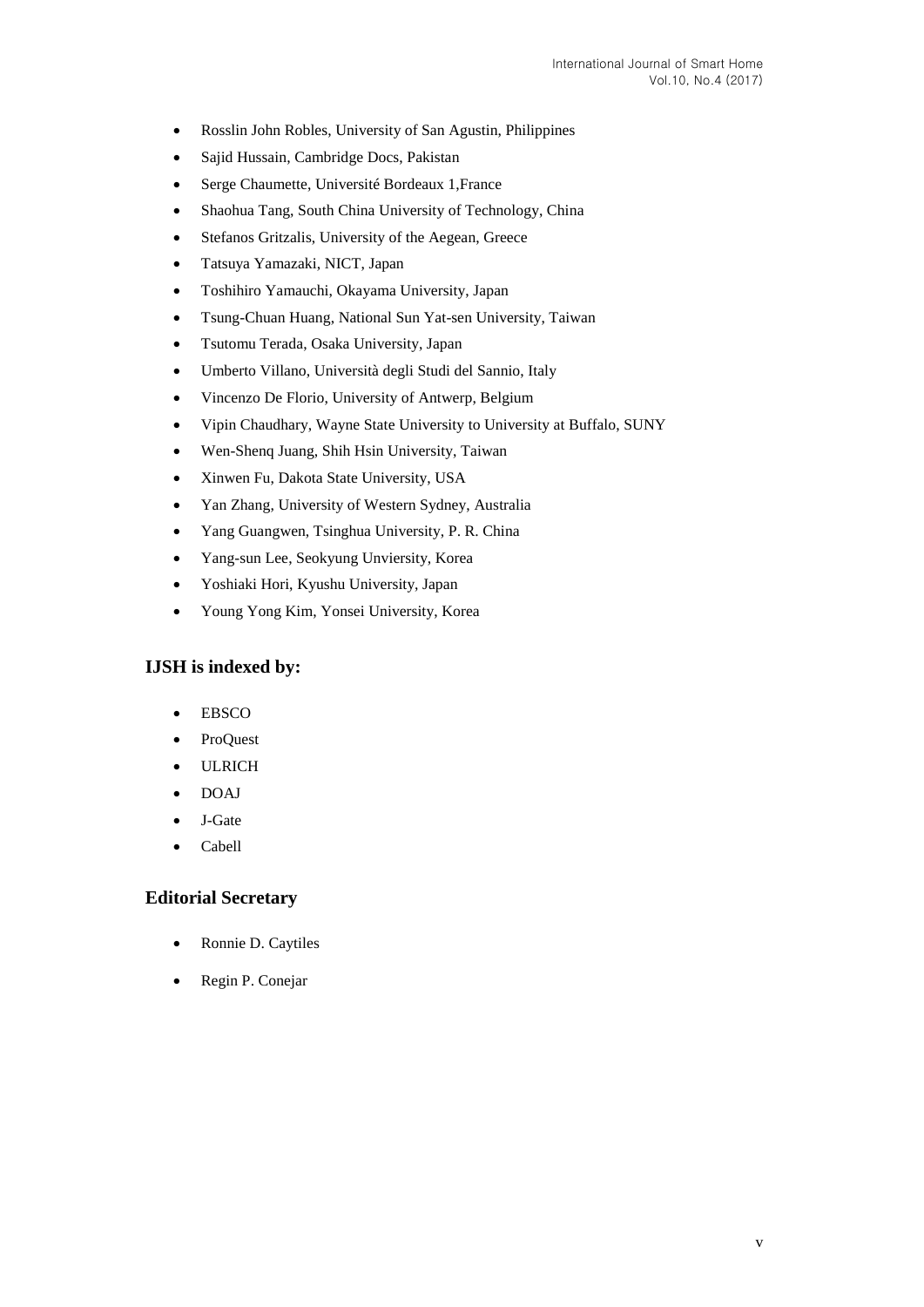- Rosslin John Robles, University of San Agustin, Philippines
- Sajid Hussain, Cambridge Docs, Pakistan
- Serge Chaumette, Université Bordeaux 1,France
- Shaohua Tang, South China University of Technology, China
- Stefanos Gritzalis, University of the Aegean, Greece
- Tatsuya Yamazaki, NICT, Japan
- Toshihiro Yamauchi, Okayama University, Japan
- Tsung-Chuan Huang, National Sun Yat-sen University, Taiwan
- Tsutomu Terada, Osaka University, Japan
- Umberto Villano, Università degli Studi del Sannio, Italy
- Vincenzo De Florio, University of Antwerp, Belgium
- Vipin Chaudhary, Wayne State University to University at Buffalo, SUNY
- Wen-Shenq Juang, Shih Hsin University, Taiwan
- Xinwen Fu, Dakota State University, USA
- Yan Zhang, University of Western Sydney, Australia
- Yang Guangwen, Tsinghua University, P. R. China
- Yang-sun Lee, Seokyung Unviersity, Korea
- Yoshiaki Hori, Kyushu University, Japan
- Young Yong Kim, Yonsei University, Korea

### IJSH is indexed by:

- EBSCO
- ProQuest
- ULRICH
- DOAJ
- J-Gate
- Cabell

### Editorial Secretary

- Ronnie D. Caytiles
- Regin P. Conejar